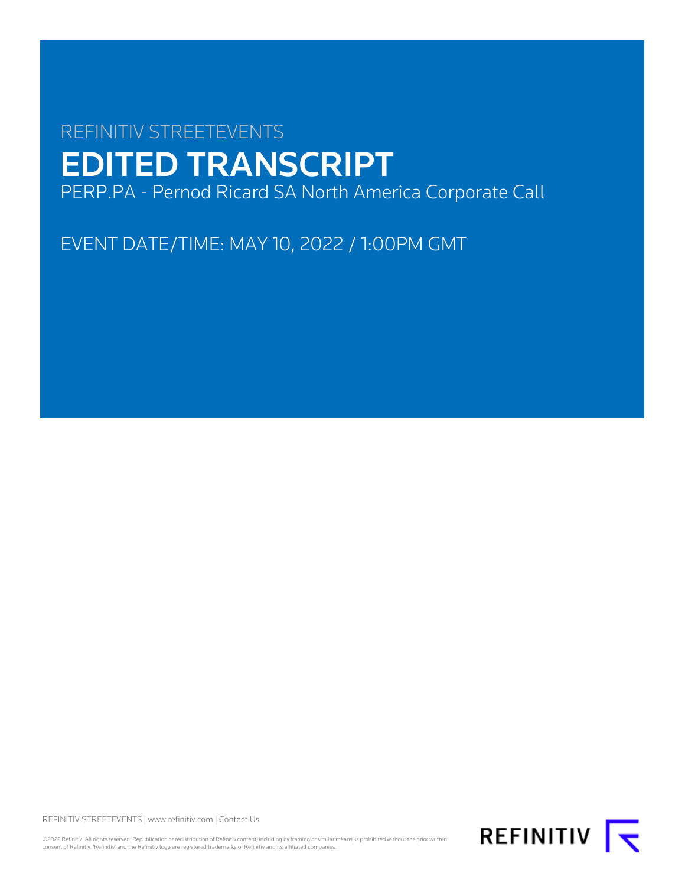REFINITIV STREETEVENTS

# EDITED TRANSCRIPT

PERP.PA - Pernod Ricard SA North America Corporate Call

EVENT DATE/TIME: MAY 10, 2022 / 1:00PM GMT

REFINITIV STREETEVENTS | www.refinitiv.com | Contact Us

©2022 Refinitiv. All rights reserved. Republication or redistribution of Refinitiv content, including by framing or similar means, is prohibited without the prior written consent of Refinitiv. 'Refinitiv' and the Refinitiv logo are registered trademarks of Refinitiv and its affiliated companies.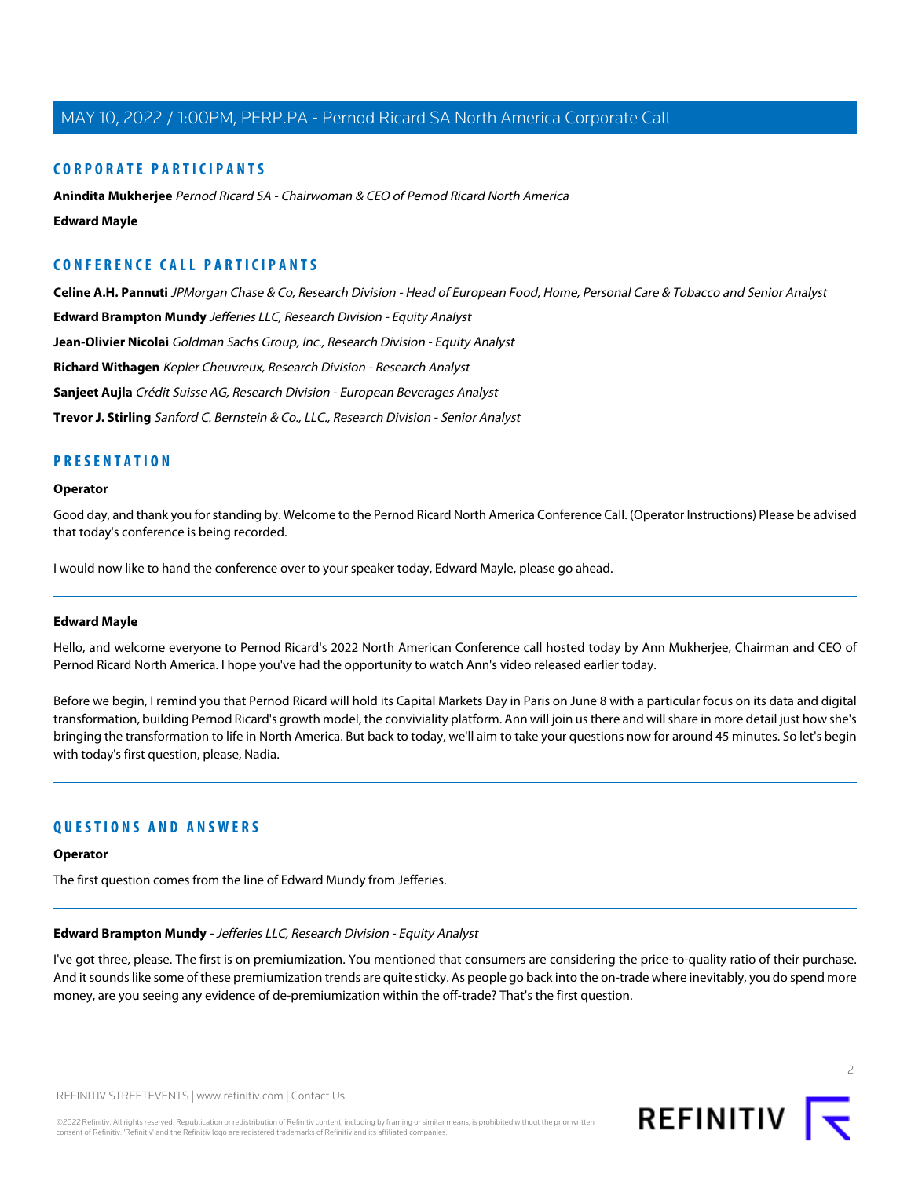## CORPORATE PARTICIPANTS

**Anindita Mukherjee** *Pernod Ricard SA - Chairwoman & CEO of Pernod Ricard North America*

**Edward Mayle**

## CONFERENCE CALL PARTICIPANTS

**Celine A.H. Pannuti** *JPMorgan Chase & Co, Research Division - Head of European Food, Home, Personal Care & Tobacco and Senior Analyst*

**Edward Brampton Mundy** *Jefferies LLC, Research Division - Equity Analyst*

**Jean-Olivier Nicolai** *Goldman Sachs Group, Inc., Research Division - Equity Analyst*

**Richard Withagen** *Kepler Cheuvreux, Research Division - Research Analyst*

**Sanjeet Aujla** *Crédit Suisse AG, Research Division - European Beverages Analyst*

**Trevor J. Stirling** *Sanford C. Bernstein & Co., LLC., Research Division - Senior Analyst*

## PRESENTATION

**Operator**

Good day, and thank you for standing by. Welcome to the Pernod Ricard North America Conference Call. (Operator Instructions) Please be advised that today's conference is being recorded.

I would now like to hand the conference over to your speaker today, Edward Mayle, please go ahead.

---

**Edward Mayle**

Hello, and welcome everyone to Pernod Ricard's 2022 North American Conference call hosted today by Ann Mukherjee, Chairman and CEO of Pernod Ricard North America. I hope you've had the opportunity to watch Ann's video released earlier today.

Before we begin, I remind you that Pernod Ricard will hold its Capital Markets Day in Paris on June 8 with a particular focus on its data and digital transformation, building Pernod Ricard's growth model, the conviviality platform. Ann will join us there and will share in more detail just how she's bringing the transformation to life in North America. But back to today, we'll aim to take your questions now for around 45 minutes. So let's begin with today's first question, please, Nadia.

---

## QUESTIONS AND ANSWERS

**Operator**

The first question comes from the line of Edward Mundy from Jefferies.

---

**Edward Brampton Mundy** - *Jefferies LLC, Research Division - Equity Analyst*

I've got three, please. The first is on premiumization. You mentioned that consumers are considering the price-to-quality ratio of their purchase. And it sounds like some of these premiumization trends are quite sticky. As people go back into the on-trade where inevitably, you do spend more money, are you seeing any evidence of de-premiumization within the off-trade? That's the first question.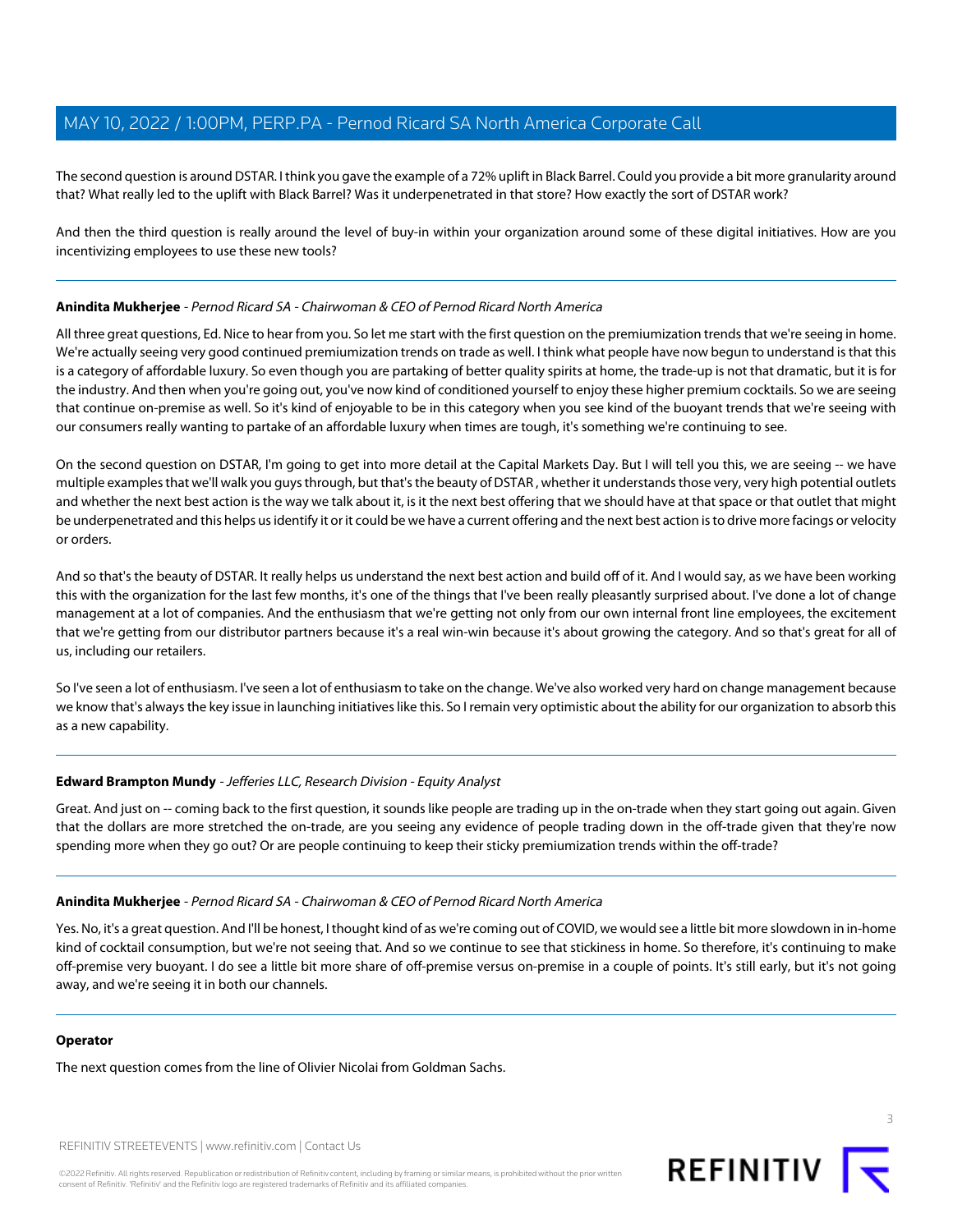The second question is around DSTAR. I think you gave the example of a 72% uplift in Black Barrel. Could you provide a bit more granularity around that? What really led to the uplift with Black Barrel? Was it underpenetrated in that store? How exactly the sort of DSTAR work?

And then the third question is really around the level of buy-in within your organization around some of these digital initiatives. How are you incentivizing employees to use these new tools?

---

**Anindita Mukherjee** - *Pernod Ricard SA - Chairwoman & CEO of Pernod Ricard North America*

All three great questions, Ed. Nice to hear from you. So let me start with the first question on the premiumization trends that we're seeing in home. We're actually seeing very good continued premiumization trends on trade as well. I think what people have now begun to understand is that this is a category of affordable luxury. So even though you are partaking of better quality spirits at home, the trade-up is not that dramatic, but it is for the industry. And then when you're going out, you've now kind of conditioned yourself to enjoy these higher premium cocktails. So we are seeing that continue on-premise as well. So it's kind of enjoyable to be in this category when you see kind of the buoyant trends that we're seeing with our consumers really wanting to partake of an affordable luxury when times are tough, it's something we're continuing to see.

On the second question on DSTAR, I'm going to get into more detail at the Capital Markets Day. But I will tell you this, we are seeing -- we have multiple examples that we'll walk you guys through, but that's the beauty of DSTAR , whether it understands those very, very high potential outlets and whether the next best action is the way we talk about it, is it the next best offering that we should have at that space or that outlet that might be underpenetrated and this helps us identify it or it could be we have a current offering and the next best action is to drive more facings or velocity or orders.

And so that's the beauty of DSTAR. It really helps us understand the next best action and build off of it. And I would say, as we have been working this with the organization for the last few months, it's one of the things that I've been really pleasantly surprised about. I've done a lot of change management at a lot of companies. And the enthusiasm that we're getting not only from our own internal front line employees, the excitement that we're getting from our distributor partners because it's a real win-win because it's about growing the category. And so that's great for all of us, including our retailers.

So I've seen a lot of enthusiasm. I've seen a lot of enthusiasm to take on the change. We've also worked very hard on change management because we know that's always the key issue in launching initiatives like this. So I remain very optimistic about the ability for our organization to absorb this as a new capability.

---

**Edward Brampton Mundy** - *Jefferies LLC, Research Division - Equity Analyst*

Great. And just on -- coming back to the first question, it sounds like people are trading up in the on-trade when they start going out again. Given that the dollars are more stretched the on-trade, are you seeing any evidence of people trading down in the off-trade given that they're now spending more when they go out? Or are people continuing to keep their sticky premiumization trends within the off-trade?

---

**Anindita Mukherjee** - *Pernod Ricard SA - Chairwoman & CEO of Pernod Ricard North America*

Yes. No, it's a great question. And I'll be honest, I thought kind of as we're coming out of COVID, we would see a little bit more slowdown in in-home kind of cocktail consumption, but we're not seeing that. And so we continue to see that stickiness in home. So therefore, it's continuing to make off-premise very buoyant. I do see a little bit more share of off-premise versus on-premise in a couple of points. It's still early, but it's not going away, and we're seeing it in both our channels.

---

**Operator**

The next question comes from the line of Olivier Nicolai from Goldman Sachs.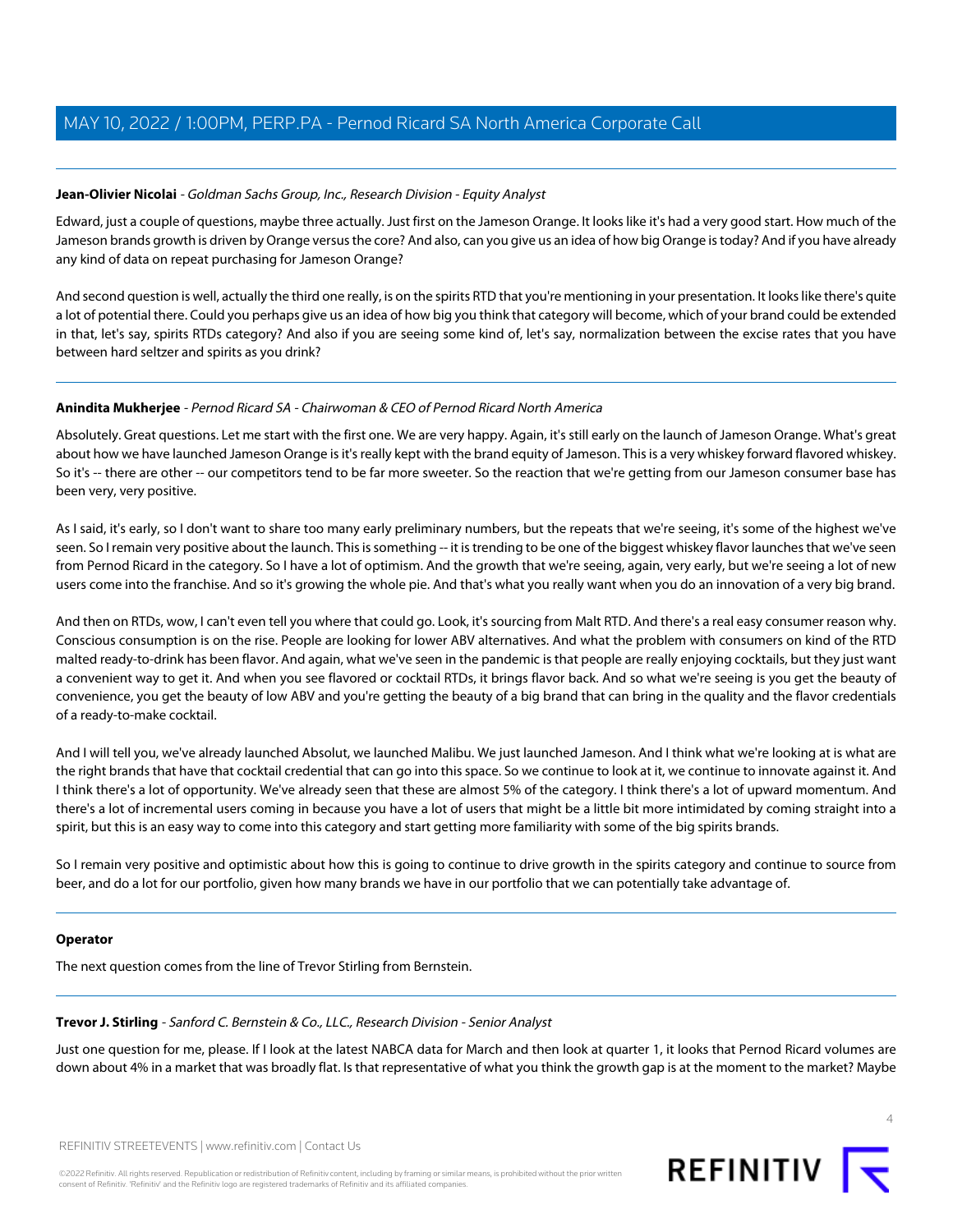**Jean-Olivier Nicolai** - *Goldman Sachs Group, Inc., Research Division - Equity Analyst*

Edward, just a couple of questions, maybe three actually. Just first on the Jameson Orange. It looks like it's had a very good start. How much of the Jameson brands growth is driven by Orange versus the core? And also, can you give us an idea of how big Orange is today? And if you have already any kind of data on repeat purchasing for Jameson Orange?

And second question is well, actually the third one really, is on the spirits RTD that you're mentioning in your presentation. It looks like there's quite a lot of potential there. Could you perhaps give us an idea of how big you think that category will become, which of your brand could be extended in that, let's say, spirits RTDs category? And also if you are seeing some kind of, let's say, normalization between the excise rates that you have between hard seltzer and spirits as you drink?

---

**Anindita Mukherjee** - *Pernod Ricard SA - Chairwoman & CEO of Pernod Ricard North America*

Absolutely. Great questions. Let me start with the first one. We are very happy. Again, it's still early on the launch of Jameson Orange. What's great about how we have launched Jameson Orange is it's really kept with the brand equity of Jameson. This is a very whiskey forward flavored whiskey. So it's -- there are other -- our competitors tend to be far more sweeter. So the reaction that we're getting from our Jameson consumer base has been very, very positive.

As I said, it's early, so I don't want to share too many early preliminary numbers, but the repeats that we're seeing, it's some of the highest we've seen. So I remain very positive about the launch. This is something -- it is trending to be one of the biggest whiskey flavor launches that we've seen from Pernod Ricard in the category. So I have a lot of optimism. And the growth that we're seeing, again, very early, but we're seeing a lot of new users come into the franchise. And so it's growing the whole pie. And that's what you really want when you do an innovation of a very big brand.

And then on RTDs, wow, I can't even tell you where that could go. Look, it's sourcing from Malt RTD. And there's a real easy consumer reason why. Conscious consumption is on the rise. People are looking for lower ABV alternatives. And what the problem with consumers on kind of the RTD malted ready-to-drink has been flavor. And again, what we've seen in the pandemic is that people are really enjoying cocktails, but they just want a convenient way to get it. And when you see flavored or cocktail RTDs, it brings flavor back. And so what we're seeing is you get the beauty of convenience, you get the beauty of low ABV and you're getting the beauty of a big brand that can bring in the quality and the flavor credentials of a ready-to-make cocktail.

And I will tell you, we've already launched Absolut, we launched Malibu. We just launched Jameson. And I think what we're looking at is what are the right brands that have that cocktail credential that can go into this space. So we continue to look at it, we continue to innovate against it. And I think there's a lot of opportunity. We've already seen that these are almost 5% of the category. I think there's a lot of upward momentum. And there's a lot of incremental users coming in because you have a lot of users that might be a little bit more intimidated by coming straight into a spirit, but this is an easy way to come into this category and start getting more familiarity with some of the big spirits brands.

So I remain very positive and optimistic about how this is going to continue to drive growth in the spirits category and continue to source from beer, and do a lot for our portfolio, given how many brands we have in our portfolio that we can potentially take advantage of.

---

**Operator**

The next question comes from the line of Trevor Stirling from Bernstein.

---

**Trevor J. Stirling** - *Sanford C. Bernstein & Co., LLC., Research Division - Senior Analyst*

Just one question for me, please. If I look at the latest NABCA data for March and then look at quarter 1, it looks that Pernod Ricard volumes are down about 4% in a market that was broadly flat. Is that representative of what you think the growth gap is at the moment to the market? Maybe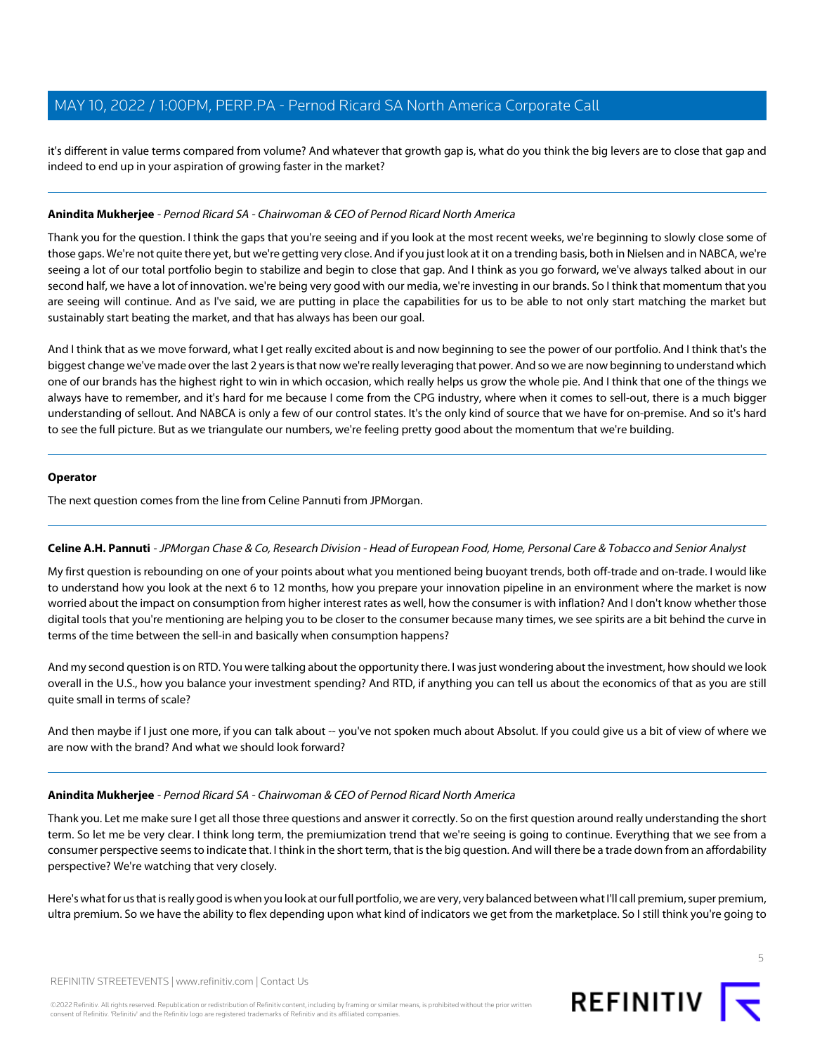it's different in value terms compared from volume? And whatever that growth gap is, what do you think the big levers are to close that gap and indeed to end up in your aspiration of growing faster in the market?

---

**Anindita Mukherjee** - *Pernod Ricard SA - Chairwoman & CEO of Pernod Ricard North America*

Thank you for the question. I think the gaps that you're seeing and if you look at the most recent weeks, we're beginning to slowly close some of those gaps. We're not quite there yet, but we're getting very close. And if you just look at it on a trending basis, both in Nielsen and in NABCA, we're seeing a lot of our total portfolio begin to stabilize and begin to close that gap. And I think as you go forward, we've always talked about in our second half, we have a lot of innovation. we're being very good with our media, we're investing in our brands. So I think that momentum that you are seeing will continue. And as I've said, we are putting in place the capabilities for us to be able to not only start matching the market but sustainably start beating the market, and that has always has been our goal.

And I think that as we move forward, what I get really excited about is and now beginning to see the power of our portfolio. And I think that's the biggest change we've made over the last 2 years is that now we're really leveraging that power. And so we are now beginning to understand which one of our brands has the highest right to win in which occasion, which really helps us grow the whole pie. And I think that one of the things we always have to remember, and it's hard for me because I come from the CPG industry, where when it comes to sell-out, there is a much bigger understanding of sellout. And NABCA is only a few of our control states. It's the only kind of source that we have for on-premise. And so it's hard to see the full picture. But as we triangulate our numbers, we're feeling pretty good about the momentum that we're building.

---

**Operator**

The next question comes from the line from Celine Pannuti from JPMorgan.

---

**Celine A.H. Pannuti** - *JPMorgan Chase & Co, Research Division - Head of European Food, Home, Personal Care & Tobacco and Senior Analyst*

My first question is rebounding on one of your points about what you mentioned being buoyant trends, both off-trade and on-trade. I would like to understand how you look at the next 6 to 12 months, how you prepare your innovation pipeline in an environment where the market is now worried about the impact on consumption from higher interest rates as well, how the consumer is with inflation? And I don't know whether those digital tools that you're mentioning are helping you to be closer to the consumer because many times, we see spirits are a bit behind the curve in terms of the time between the sell-in and basically when consumption happens?

And my second question is on RTD. You were talking about the opportunity there. I was just wondering about the investment, how should we look overall in the U.S., how you balance your investment spending? And RTD, if anything you can tell us about the economics of that as you are still quite small in terms of scale?

And then maybe if I just one more, if you can talk about -- you've not spoken much about Absolut. If you could give us a bit of view of where we are now with the brand? And what we should look forward?

---

**Anindita Mukherjee** - *Pernod Ricard SA - Chairwoman & CEO of Pernod Ricard North America*

Thank you. Let me make sure I get all those three questions and answer it correctly. So on the first question around really understanding the short term. So let me be very clear. I think long term, the premiumization trend that we're seeing is going to continue. Everything that we see from a consumer perspective seems to indicate that. I think in the short term, that is the big question. And will there be a trade down from an affordability perspective? We're watching that very closely.

Here's what for us that is really good is when you look at our full portfolio, we are very, very balanced between what I'll call premium, super premium, ultra premium. So we have the ability to flex depending upon what kind of indicators we get from the marketplace. So I still think you're going to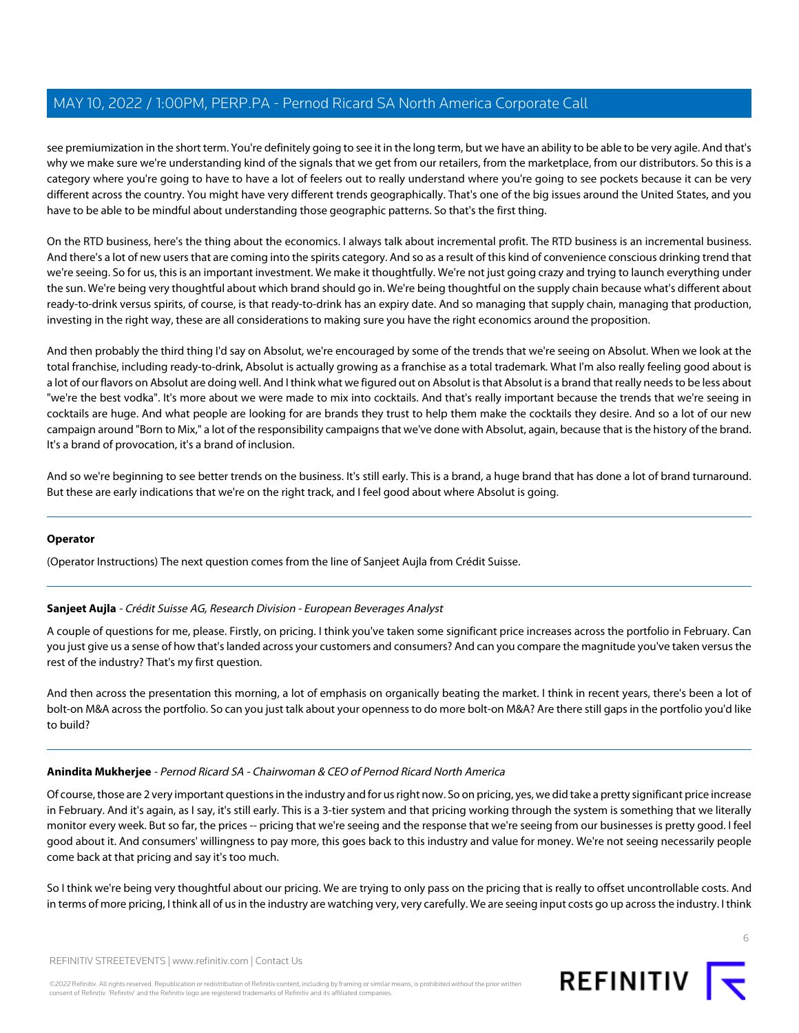see premiumization in the short term. You're definitely going to see it in the long term, but we have an ability to be able to be very agile. And that's why we make sure we're understanding kind of the signals that we get from our retailers, from the marketplace, from our distributors. So this is a category where you're going to have to have a lot of feelers out to really understand where you're going to see pockets because it can be very different across the country. You might have very different trends geographically. That's one of the big issues around the United States, and you have to be able to be mindful about understanding those geographic patterns. So that's the first thing.

On the RTD business, here's the thing about the economics. I always talk about incremental profit. The RTD business is an incremental business. And there's a lot of new users that are coming into the spirits category. And so as a result of this kind of convenience conscious drinking trend that we're seeing. So for us, this is an important investment. We make it thoughtfully. We're not just going crazy and trying to launch everything under the sun. We're being very thoughtful about which brand should go in. We're being thoughtful on the supply chain because what's different about ready-to-drink versus spirits, of course, is that ready-to-drink has an expiry date. And so managing that supply chain, managing that production, investing in the right way, these are all considerations to making sure you have the right economics around the proposition.

And then probably the third thing I'd say on Absolut, we're encouraged by some of the trends that we're seeing on Absolut. When we look at the total franchise, including ready-to-drink, Absolut is actually growing as a franchise as a total trademark. What I'm also really feeling good about is a lot of our flavors on Absolut are doing well. And I think what we figured out on Absolut is that Absolut is a brand that really needs to be less about "we're the best vodka". It's more about we were made to mix into cocktails. And that's really important because the trends that we're seeing in cocktails are huge. And what people are looking for are brands they trust to help them make the cocktails they desire. And so a lot of our new campaign around "Born to Mix," a lot of the responsibility campaigns that we've done with Absolut, again, because that is the history of the brand. It's a brand of provocation, it's a brand of inclusion.

And so we're beginning to see better trends on the business. It's still early. This is a brand, a huge brand that has done a lot of brand turnaround. But these are early indications that we're on the right track, and I feel good about where Absolut is going.

---

**Operator**

(Operator Instructions) The next question comes from the line of Sanjeet Aujla from Crédit Suisse.

---

**Sanjeet Aujla** - *Crédit Suisse AG, Research Division - European Beverages Analyst*

A couple of questions for me, please. Firstly, on pricing. I think you've taken some significant price increases across the portfolio in February. Can you just give us a sense of how that's landed across your customers and consumers? And can you compare the magnitude you've taken versus the rest of the industry? That's my first question.

And then across the presentation this morning, a lot of emphasis on organically beating the market. I think in recent years, there's been a lot of bolt-on M&A across the portfolio. So can you just talk about your openness to do more bolt-on M&A? Are there still gaps in the portfolio you'd like to build?

---

**Anindita Mukherjee** - *Pernod Ricard SA - Chairwoman & CEO of Pernod Ricard North America*

Of course, those are 2 very important questions in the industry and for us right now. So on pricing, yes, we did take a pretty significant price increase in February. And it's again, as I say, it's still early. This is a 3-tier system and that pricing working through the system is something that we literally monitor every week. But so far, the prices -- pricing that we're seeing and the response that we're seeing from our businesses is pretty good. I feel good about it. And consumers' willingness to pay more, this goes back to this industry and value for money. We're not seeing necessarily people come back at that pricing and say it's too much.

So I think we're being very thoughtful about our pricing. We are trying to only pass on the pricing that is really to offset uncontrollable costs. And in terms of more pricing, I think all of us in the industry are watching very, very carefully. We are seeing input costs go up across the industry. I think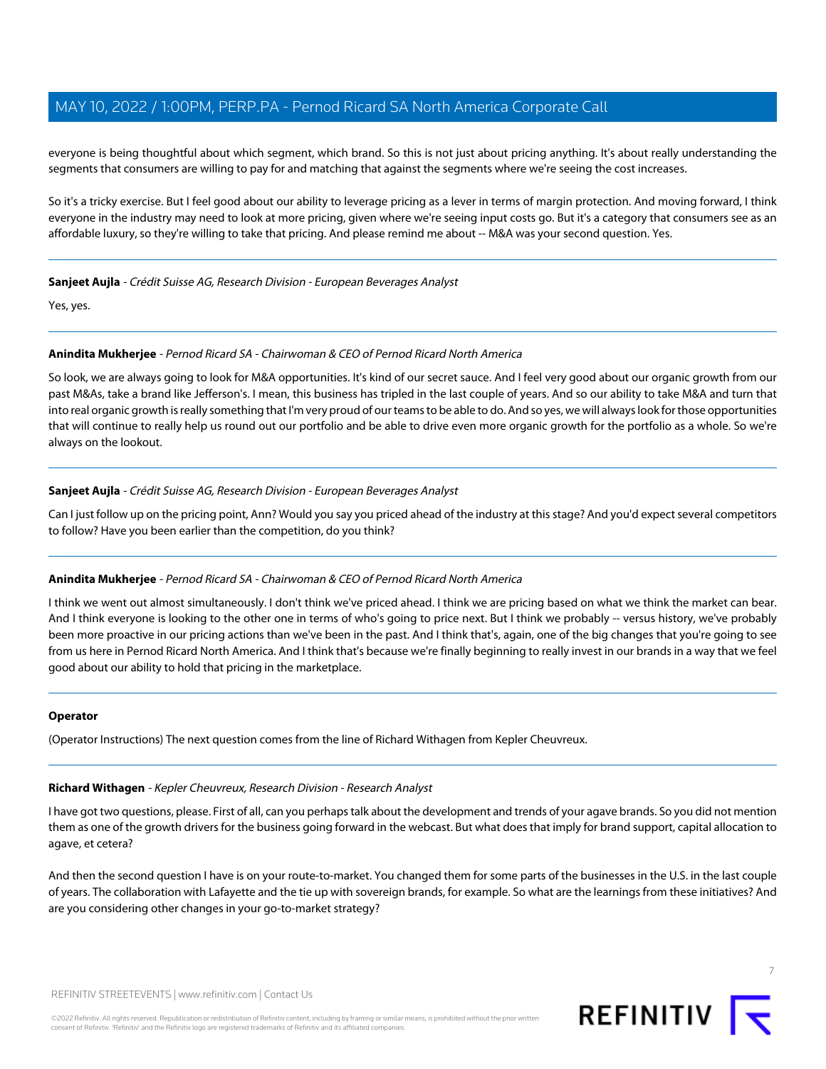everyone is being thoughtful about which segment, which brand. So this is not just about pricing anything. It's about really understanding the segments that consumers are willing to pay for and matching that against the segments where we're seeing the cost increases.

So it's a tricky exercise. But I feel good about our ability to leverage pricing as a lever in terms of margin protection. And moving forward, I think everyone in the industry may need to look at more pricing, given where we're seeing input costs go. But it's a category that consumers see as an affordable luxury, so they're willing to take that pricing. And please remind me about -- M&A was your second question. Yes.

---

**Sanjeet Aujla** - *Crédit Suisse AG, Research Division - European Beverages Analyst*

Yes, yes.

---

**Anindita Mukherjee** - *Pernod Ricard SA - Chairwoman & CEO of Pernod Ricard North America*

So look, we are always going to look for M&A opportunities. It's kind of our secret sauce. And I feel very good about our organic growth from our past M&As, take a brand like Jefferson's. I mean, this business has tripled in the last couple of years. And so our ability to take M&A and turn that into real organic growth is really something that I'm very proud of our teams to be able to do. And so yes, we will always look for those opportunities that will continue to really help us round out our portfolio and be able to drive even more organic growth for the portfolio as a whole. So we're always on the lookout.

---

**Sanjeet Aujla** - *Crédit Suisse AG, Research Division - European Beverages Analyst*

Can I just follow up on the pricing point, Ann? Would you say you priced ahead of the industry at this stage? And you'd expect several competitors to follow? Have you been earlier than the competition, do you think?

---

**Anindita Mukherjee** - *Pernod Ricard SA - Chairwoman & CEO of Pernod Ricard North America*

I think we went out almost simultaneously. I don't think we've priced ahead. I think we are pricing based on what we think the market can bear. And I think everyone is looking to the other one in terms of who's going to price next. But I think we probably -- versus history, we've probably been more proactive in our pricing actions than we've been in the past. And I think that's, again, one of the big changes that you're going to see from us here in Pernod Ricard North America. And I think that's because we're finally beginning to really invest in our brands in a way that we feel good about our ability to hold that pricing in the marketplace.

---

**Operator**

(Operator Instructions) The next question comes from the line of Richard Withagen from Kepler Cheuvreux.

---

**Richard Withagen** - *Kepler Cheuvreux, Research Division - Research Analyst*

I have got two questions, please. First of all, can you perhaps talk about the development and trends of your agave brands. So you did not mention them as one of the growth drivers for the business going forward in the webcast. But what does that imply for brand support, capital allocation to agave, et cetera?

And then the second question I have is on your route-to-market. You changed them for some parts of the businesses in the U.S. in the last couple of years. The collaboration with Lafayette and the tie up with sovereign brands, for example. So what are the learnings from these initiatives? And are you considering other changes in your go-to-market strategy?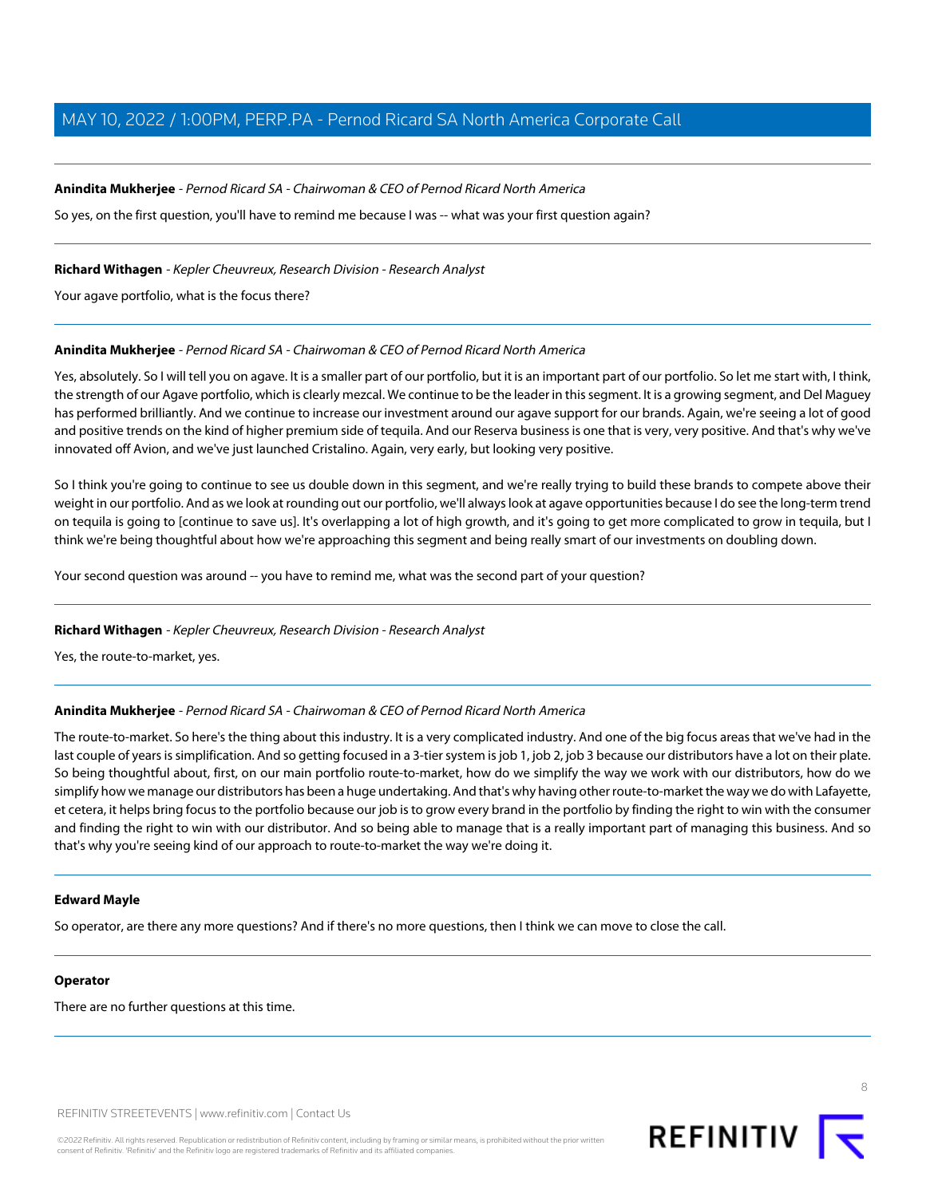**Anindita Mukherjee** - *Pernod Ricard SA - Chairwoman & CEO of Pernod Ricard North America*

So yes, on the first question, you'll have to remind me because I was -- what was your first question again?

---

**Richard Withagen** - *Kepler Cheuvreux, Research Division - Research Analyst*

Your agave portfolio, what is the focus there?

---

**Anindita Mukherjee** - *Pernod Ricard SA - Chairwoman & CEO of Pernod Ricard North America*

Yes, absolutely. So I will tell you on agave. It is a smaller part of our portfolio, but it is an important part of our portfolio. So let me start with, I think, the strength of our Agave portfolio, which is clearly mezcal. We continue to be the leader in this segment. It is a growing segment, and Del Maguey has performed brilliantly. And we continue to increase our investment around our agave support for our brands. Again, we're seeing a lot of good and positive trends on the kind of higher premium side of tequila. And our Reserva business is one that is very, very positive. And that's why we've innovated off Avion, and we've just launched Cristalino. Again, very early, but looking very positive.

So I think you're going to continue to see us double down in this segment, and we're really trying to build these brands to compete above their weight in our portfolio. And as we look at rounding out our portfolio, we'll always look at agave opportunities because I do see the long-term trend on tequila is going to [continue to save us]. It's overlapping a lot of high growth, and it's going to get more complicated to grow in tequila, but I think we're being thoughtful about how we're approaching this segment and being really smart of our investments on doubling down.

Your second question was around -- you have to remind me, what was the second part of your question?

---

**Richard Withagen** - *Kepler Cheuvreux, Research Division - Research Analyst*

Yes, the route-to-market, yes.

---

**Anindita Mukherjee** - *Pernod Ricard SA - Chairwoman & CEO of Pernod Ricard North America*

The route-to-market. So here's the thing about this industry. It is a very complicated industry. And one of the big focus areas that we've had in the last couple of years is simplification. And so getting focused in a 3-tier system is job 1, job 2, job 3 because our distributors have a lot on their plate. So being thoughtful about, first, on our main portfolio route-to-market, how do we simplify the way we work with our distributors, how do we simplify how we manage our distributors has been a huge undertaking. And that's why having other route-to-market the way we do with Lafayette, et cetera, it helps bring focus to the portfolio because our job is to grow every brand in the portfolio by finding the right to win with the consumer and finding the right to win with our distributor. And so being able to manage that is a really important part of managing this business. And so that's why you're seeing kind of our approach to route-to-market the way we're doing it.

---

**Edward Mayle**

So operator, are there any more questions? And if there's no more questions, then I think we can move to close the call.

---

**Operator**

There are no further questions at this time.

---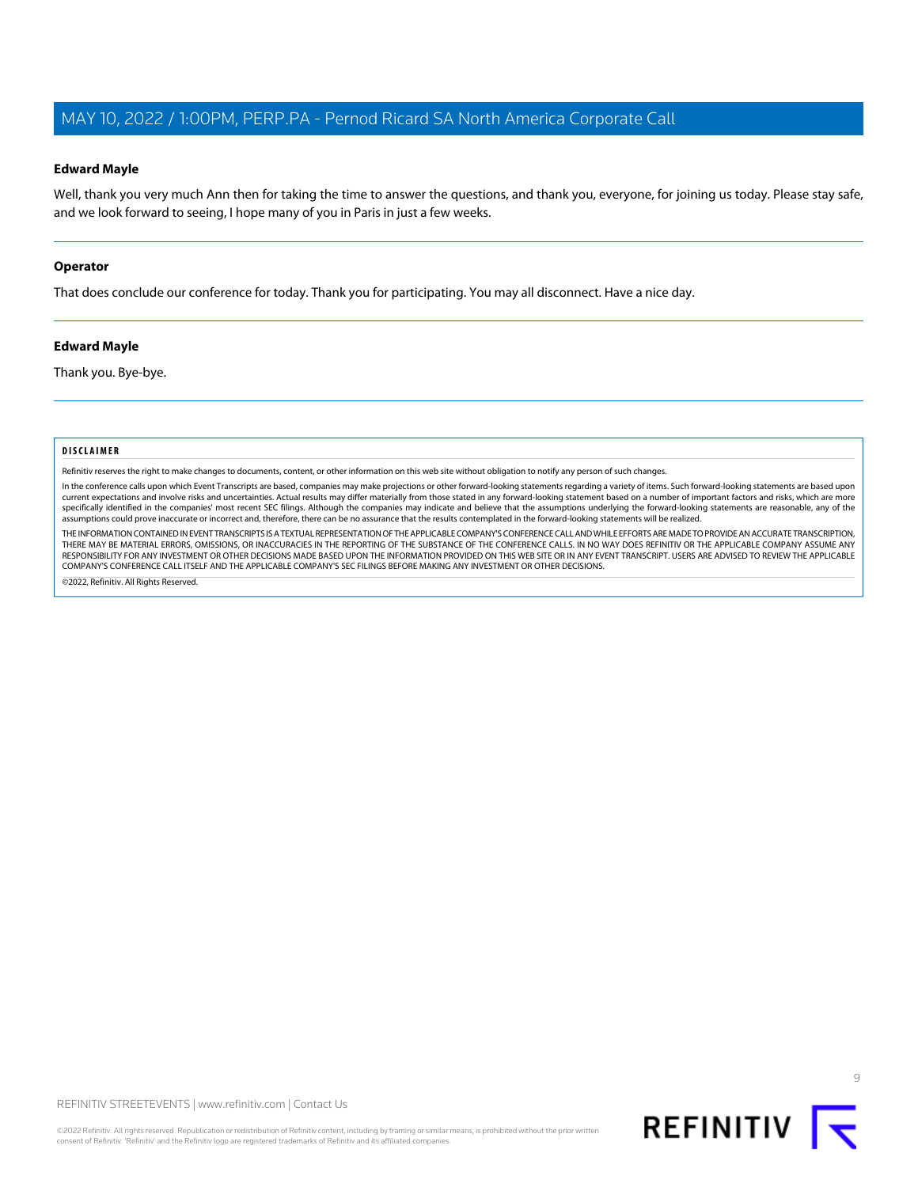**Edward Mayle**

Well, thank you very much Ann then for taking the time to answer the questions, and thank you, everyone, for joining us today. Please stay safe, and we look forward to seeing, I hope many of you in Paris in just a few weeks.

---

**Operator**

That does conclude our conference for today. Thank you for participating. You may all disconnect. Have a nice day.

---

**Edward Mayle**

Thank you. Bye-bye.

---

**DISCLAIMER**

Refinitiv reserves the right to make changes to documents, content, or other information on this web site without obligation to notify any person of such changes.

In the conference calls upon which Event Transcripts are based, companies may make projections or other forward-looking statements regarding a variety of items. Such forward-looking statements are based upon current expectations and involve risks and uncertainties. Actual results may differ materially from those stated in any forward-looking statement based on a number of important factors and risks, which are more specifically identified in the companies' most recent SEC filings. Although the companies may indicate and believe that the assumptions underlying the forward-looking statements are reasonable, any of the assumptions could prove inaccurate or incorrect and, therefore, there can be no assurance that the results contemplated in the forward-looking statements will be realized.

THE INFORMATION CONTAINED IN EVENT TRANSCRIPTS IS A TEXTUAL REPRESENTATION OF THE APPLICABLE COMPANY'S CONFERENCE CALL AND WHILE EFFORTS ARE MADE TO PROVIDE AN ACCURATE TRANSCRIPTION, THERE MAY BE MATERIAL ERRORS, OMISSIONS, OR INACCURACIES IN THE REPORTING OF THE SUBSTANCE OF THE CONFERENCE CALLS. IN NO WAY DOES REFINITIV OR THE APPLICABLE COMPANY ASSUME ANY RESPONSIBILITY FOR ANY INVESTMENT OR OTHER DECISIONS MADE BASED UPON THE INFORMATION PROVIDED ON THIS WEB SITE OR IN ANY EVENT TRANSCRIPT. USERS ARE ADVISED TO REVIEW THE APPLICABLE COMPANY'S CONFERENCE CALL ITSELF AND THE APPLICABLE COMPANY'S SEC FILINGS BEFORE MAKING ANY INVESTMENT OR OTHER DECISIONS.

©2022, Refinitiv. All Rights Reserved.